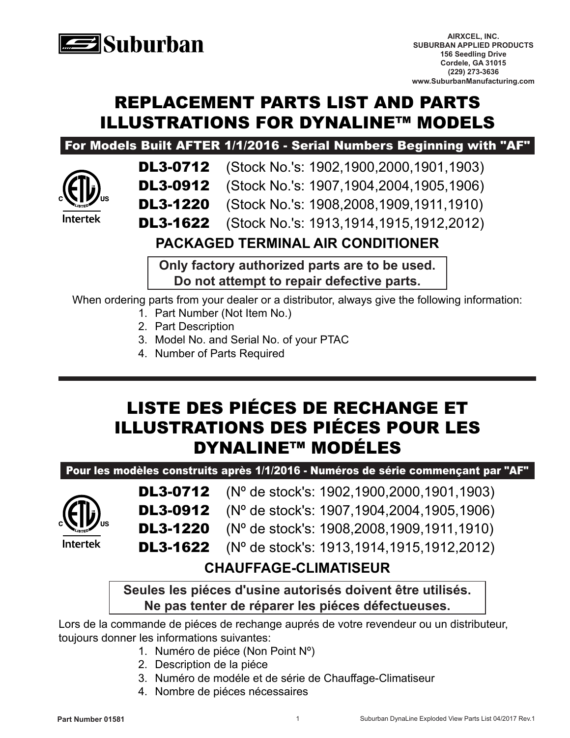Suburban

AIRXCEL, INC.
SUBURBAN APPLIED PRODUCTS
156 Seedling Drive
Cordele, GA 31015
(229) 273-3636
www.SuburbanManufacturing.com

# REPLACEMENT PARTS LIST AND PARTS ILLUSTRATIONS FOR DYNALINE™ MODELS

**For Models Built AFTER 1/1/2016 - Serial Numbers Beginning with "AF"**

Intertek

**DL3-0712** (Stock No.'s: 1902,1900,2000,1901,1903)
**DL3-0912** (Stock No.'s: 1907,1904,2004,1905,1906)
**DL3-1220** (Stock No.'s: 1908,2008,1909,1911,1910)
**DL3-1622** (Stock No.'s: 1913,1914,1915,1912,2012)

## PACKAGED TERMINAL AIR CONDITIONER

**Only factory authorized parts are to be used.**
**Do not attempt to repair defective parts.**

When ordering parts from your dealer or a distributor, always give the following information:

1. Part Number (Not Item No.)
2. Part Description
3. Model No. and Serial No. of your PTAC
4. Number of Parts Required

---

# LISTE DES PIÉCES DE RECHANGE ET ILLUSTRATIONS DES PIÉCES POUR LES DYNALINE™ MODÉLES

**Pour les modèles construits après 1/1/2016 - Numéros de série commençant par "AF"**

Intertek

**DL3-0712** (Nº de stock's: 1902,1900,2000,1901,1903)
**DL3-0912** (Nº de stock's: 1907,1904,2004,1905,1906)
**DL3-1220** (Nº de stock's: 1908,2008,1909,1911,1910)
**DL3-1622** (Nº de stock's: 1913,1914,1915,1912,2012)

## CHAUFFAGE-CLIMATISEUR

**Seules les piéces d'usine autorisés doivent être utilisés.**
**Ne pas tenter de réparer les piéces défectueuses.**

Lors de la commande de piéces de rechange auprés de votre revendeur ou un distributeur, toujours donner les informations suivantes:

1. Numéro de piéce (Non Point Nº)
2. Description de la piéce
3. Numéro de modéle et de série de Chauffage-Climatiseur
4. Nombre de piéces nécessaires

Part Number 01581

Suburban DynaLine Exploded View Parts List 04/2017 Rev.1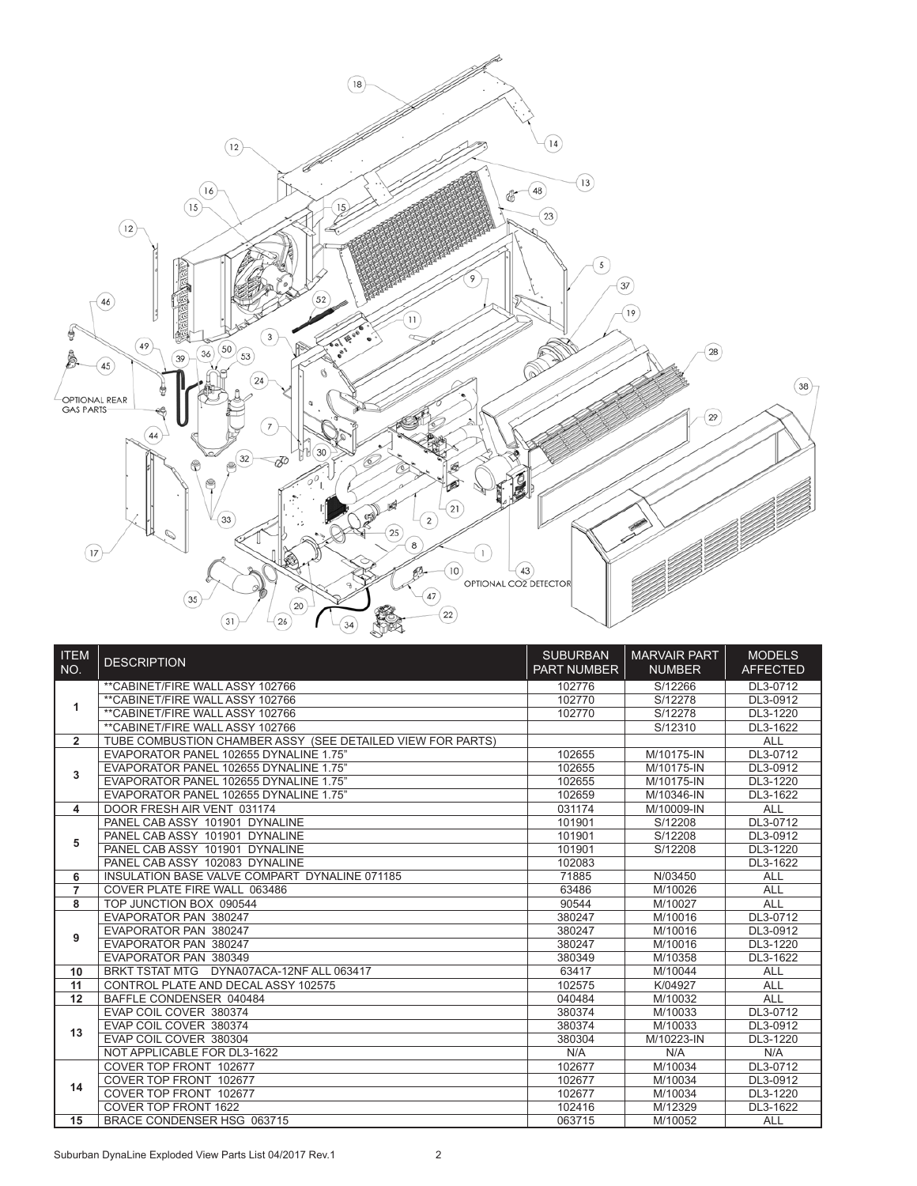OPTIONAL REAR GAS PARTS

OPTIONAL CO2 DETECTOR

| ITEM NO. | DESCRIPTION | SUBURBAN PART NUMBER | MARVAIR PART NUMBER | MODELS AFFECTED |
|---|---|---|---|---|
| 1 | **CABINET/FIRE WALL ASSY 102766 | 102776 | S/12266 | DL3-0712 |
| | **CABINET/FIRE WALL ASSY 102766 | 102770 | S/12278 | DL3-0912 |
| | **CABINET/FIRE WALL ASSY 102766 | 102770 | S/12278 | DL3-1220 |
| | **CABINET/FIRE WALL ASSY 102766 | | S/12310 | DL3-1622 |
| 2 | TUBE COMBUSTION CHAMBER ASSY (SEE DETAILED VIEW FOR PARTS) | | | ALL |
| 3 | EVAPORATOR PANEL 102655 DYNALINE 1.75" | 102655 | M/10175-IN | DL3-0712 |
| | EVAPORATOR PANEL 102655 DYNALINE 1.75" | 102655 | M/10175-IN | DL3-0912 |
| | EVAPORATOR PANEL 102655 DYNALINE 1.75" | 102655 | M/10175-IN | DL3-1220 |
| | EVAPORATOR PANEL 102655 DYNALINE 1.75" | 102659 | M/10346-IN | DL3-1622 |
| 4 | DOOR FRESH AIR VENT 031174 | 031174 | M/10009-IN | ALL |
| 5 | PANEL CAB ASSY 101901 DYNALINE | 101901 | S/12208 | DL3-0712 |
| | PANEL CAB ASSY 101901 DYNALINE | 101901 | S/12208 | DL3-0912 |
| | PANEL CAB ASSY 101901 DYNALINE | 101901 | S/12208 | DL3-1220 |
| | PANEL CAB ASSY 102083 DYNALINE | 102083 | | DL3-1622 |
| 6 | INSULATION BASE VALVE COMPART DYNALINE 071185 | 71885 | N/03450 | ALL |
| 7 | COVER PLATE FIRE WALL 063486 | 63486 | M/10026 | ALL |
| 8 | TOP JUNCTION BOX 090544 | 90544 | M/10027 | ALL |
| 9 | EVAPORATOR PAN 380247 | 380247 | M/10016 | DL3-0712 |
| | EVAPORATOR PAN 380247 | 380247 | M/10016 | DL3-0912 |
| | EVAPORATOR PAN 380247 | 380247 | M/10016 | DL3-1220 |
| | EVAPORATOR PAN 380349 | 380349 | M/10358 | DL3-1622 |
| 10 | BRKT TSTAT MTG DYNA07ACA-12NF ALL 063417 | 63417 | M/10044 | ALL |
| 11 | CONTROL PLATE AND DECAL ASSY 102575 | 102575 | K/04927 | ALL |
| 12 | BAFFLE CONDENSER 040484 | 040484 | M/10032 | ALL |
| 13 | EVAP COIL COVER 380374 | 380374 | M/10033 | DL3-0712 |
| | EVAP COIL COVER 380374 | 380374 | M/10033 | DL3-0912 |
| | EVAP COIL COVER 380304 | 380304 | M/10223-IN | DL3-1220 |
| | NOT APPLICABLE FOR DL3-1622 | N/A | N/A | N/A |
| 14 | COVER TOP FRONT 102677 | 102677 | M/10034 | DL3-0712 |
| | COVER TOP FRONT 102677 | 102677 | M/10034 | DL3-0912 |
| | COVER TOP FRONT 102677 | 102677 | M/10034 | DL3-1220 |
| | COVER TOP FRONT 1622 | 102416 | M/12329 | DL3-1622 |
| 15 | BRACE CONDENSER HSG 063715 | 063715 | M/10052 | ALL |

Suburban DynaLine Exploded View Parts List 04/2017 Rev.1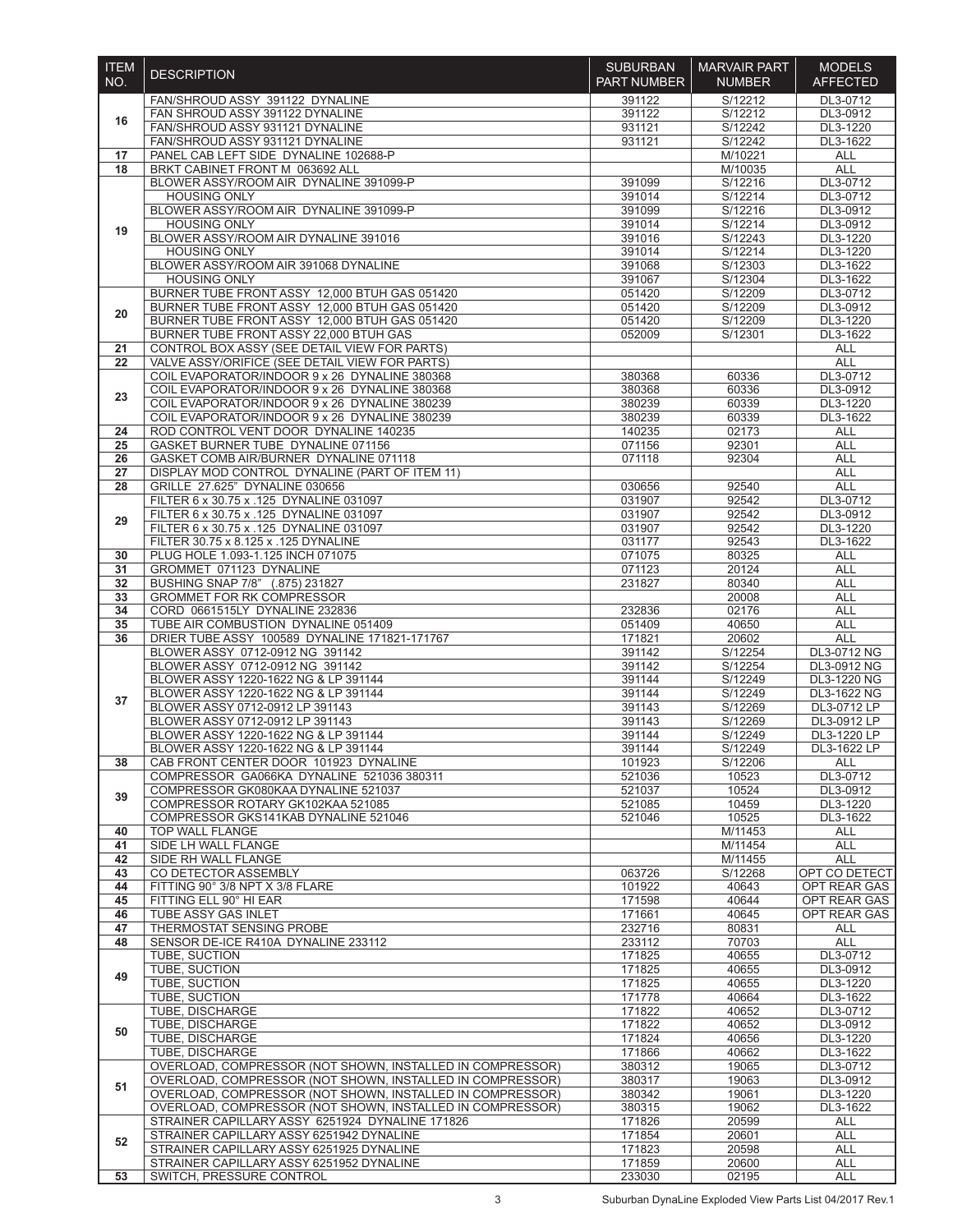| ITEM NO. | DESCRIPTION | SUBURBAN PART NUMBER | MARVAIR PART NUMBER | MODELS AFFECTED |
|---|---|---|---|---|
| 16 | FAN/SHROUD ASSY 391122 DYNALINE | 391122 | S/12212 | DL3-0712 |
| | FAN SHROUD ASSY 391122 DYNALINE | 391122 | S/12212 | DL3-0912 |
| | FAN/SHROUD ASSY 931121 DYNALINE | 931121 | S/12242 | DL3-1220 |
| | FAN/SHROUD ASSY 931121 DYNALINE | 931121 | S/12242 | DL3-1622 |
| 17 | PANEL CAB LEFT SIDE DYNALINE 102688-P | | M/10221 | ALL |
| 18 | BRKT CABINET FRONT M 063692 ALL | | M/10035 | ALL |
| 19 | BLOWER ASSY/ROOM AIR DYNALINE 391099-P | 391099 | S/12216 | DL3-0712 |
| | HOUSING ONLY | 391014 | S/12214 | DL3-0712 |
| | BLOWER ASSY/ROOM AIR DYNALINE 391099-P | 391099 | S/12216 | DL3-0912 |
| | HOUSING ONLY | 391014 | S/12214 | DL3-0912 |
| | BLOWER ASSY/ROOM AIR DYNALINE 391016 | 391016 | S/12243 | DL3-1220 |
| | HOUSING ONLY | 391014 | S/12214 | DL3-1220 |
| | BLOWER ASSY/ROOM AIR 391068 DYNALINE | 391068 | S/12303 | DL3-1622 |
| | HOUSING ONLY | 391067 | S/12304 | DL3-1622 |
| 20 | BURNER TUBE FRONT ASSY 12,000 BTUH GAS 051420 | 051420 | S/12209 | DL3-0712 |
| | BURNER TUBE FRONT ASSY 12,000 BTUH GAS 051420 | 051420 | S/12209 | DL3-0912 |
| | BURNER TUBE FRONT ASSY 12,000 BTUH GAS 051420 | 051420 | S/12209 | DL3-1220 |
| | BURNER TUBE FRONT ASSY 22,000 BTUH GAS | 052009 | S/12301 | DL3-1622 |
| 21 | CONTROL BOX ASSY (SEE DETAIL VIEW FOR PARTS) | | | ALL |
| 22 | VALVE ASSY/ORIFICE (SEE DETAIL VIEW FOR PARTS) | | | ALL |
| 23 | COIL EVAPORATOR/INDOOR 9 x 26 DYNALINE 380368 | 380368 | 60336 | DL3-0712 |
| | COIL EVAPORATOR/INDOOR 9 x 26 DYNALINE 380368 | 380368 | 60336 | DL3-0912 |
| | COIL EVAPORATOR/INDOOR 9 x 26 DYNALINE 380239 | 380239 | 60339 | DL3-1220 |
| | COIL EVAPORATOR/INDOOR 9 x 26 DYNALINE 380239 | 380239 | 60339 | DL3-1622 |
| 24 | ROD CONTROL VENT DOOR DYNALINE 140235 | 140235 | 02173 | ALL |
| 25 | GASKET BURNER TUBE DYNALINE 071156 | 071156 | 92301 | ALL |
| 26 | GASKET COMB AIR/BURNER DYNALINE 071118 | 071118 | 92304 | ALL |
| 27 | DISPLAY MOD CONTROL DYNALINE (PART OF ITEM 11) | | | ALL |
| 28 | GRILLE 27.625" DYNALINE 030656 | 030656 | 92540 | ALL |
| 29 | FILTER 6 x 30.75 x .125 DYNALINE 031097 | 031907 | 92542 | DL3-0712 |
| | FILTER 6 x 30.75 x .125 DYNALINE 031097 | 031907 | 92542 | DL3-0912 |
| | FILTER 6 x 30.75 x .125 DYNALINE 031097 | 031907 | 92542 | DL3-1220 |
| | FILTER 30.75 x 8.125 x .125 DYNALINE | 031177 | 92543 | DL3-1622 |
| 30 | PLUG HOLE 1.093-1.125 INCH 071075 | 071075 | 80325 | ALL |
| 31 | GROMMET 071123 DYNALINE | 071123 | 20124 | ALL |
| 32 | BUSHING SNAP 7/8" (.875) 231827 | 231827 | 80340 | ALL |
| 33 | GROMMET FOR RK COMPRESSOR | | 20008 | ALL |
| 34 | CORD 0661515LY DYNALINE 232836 | 232836 | 02176 | ALL |
| 35 | TUBE AIR COMBUSTION DYNALINE 051409 | 051409 | 40650 | ALL |
| 36 | DRIER TUBE ASSY 100589 DYNALINE 171821-171767 | 171821 | 20602 | ALL |
| 37 | BLOWER ASSY 0712-0912 NG 391142 | 391142 | S/12254 | DL3-0712 NG |
| | BLOWER ASSY 0712-0912 NG 391142 | 391142 | S/12254 | DL3-0912 NG |
| | BLOWER ASSY 1220-1622 NG & LP 391144 | 391144 | S/12249 | DL3-1220 NG |
| | BLOWER ASSY 1220-1622 NG & LP 391144 | 391144 | S/12249 | DL3-1622 NG |
| | BLOWER ASSY 0712-0912 LP 391143 | 391143 | S/12269 | DL3-0712 LP |
| | BLOWER ASSY 0712-0912 LP 391143 | 391143 | S/12269 | DL3-0912 LP |
| | BLOWER ASSY 1220-1622 NG & LP 391144 | 391144 | S/12249 | DL3-1220 LP |
| | BLOWER ASSY 1220-1622 NG & LP 391144 | 391144 | S/12249 | DL3-1622 LP |
| 38 | CAB FRONT CENTER DOOR 101923 DYNALINE | 101923 | S/12206 | ALL |
| 39 | COMPRESSOR GA066KA DYNALINE 521036 380311 | 521036 | 10523 | DL3-0712 |
| | COMPRESSOR GK080KAA DYNALINE 521037 | 521037 | 10524 | DL3-0912 |
| | COMPRESSOR ROTARY GK102KAA 521085 | 521085 | 10459 | DL3-1220 |
| | COMPRESSOR GKS141KAB DYNALINE 521046 | 521046 | 10525 | DL3-1622 |
| 40 | TOP WALL FLANGE | | M/11453 | ALL |
| 41 | SIDE LH WALL FLANGE | | M/11454 | ALL |
| 42 | SIDE RH WALL FLANGE | | M/11455 | ALL |
| 43 | CO DETECTOR ASSEMBLY | 063726 | S/12268 | OPT CO DETECT |
| 44 | FITTING 90° 3/8 NPT X 3/8 FLARE | 101922 | 40643 | OPT REAR GAS |
| 45 | FITTING ELL 90° HI EAR | 171598 | 40644 | OPT REAR GAS |
| 46 | TUBE ASSY GAS INLET | 171661 | 40645 | OPT REAR GAS |
| 47 | THERMOSTAT SENSING PROBE | 232716 | 80831 | ALL |
| 48 | SENSOR DE-ICE R410A DYNALINE 233112 | 233112 | 70703 | ALL |
| 49 | TUBE, SUCTION | 171825 | 40655 | DL3-0712 |
| | TUBE, SUCTION | 171825 | 40655 | DL3-0912 |
| | TUBE, SUCTION | 171825 | 40655 | DL3-1220 |
| | TUBE, SUCTION | 171778 | 40664 | DL3-1622 |
| 50 | TUBE, DISCHARGE | 171822 | 40652 | DL3-0712 |
| | TUBE, DISCHARGE | 171822 | 40652 | DL3-0912 |
| | TUBE, DISCHARGE | 171824 | 40656 | DL3-1220 |
| | TUBE, DISCHARGE | 171866 | 40662 | DL3-1622 |
| 51 | OVERLOAD, COMPRESSOR (NOT SHOWN, INSTALLED IN COMPRESSOR) | 380312 | 19065 | DL3-0712 |
| | OVERLOAD, COMPRESSOR (NOT SHOWN, INSTALLED IN COMPRESSOR) | 380317 | 19063 | DL3-0912 |
| | OVERLOAD, COMPRESSOR (NOT SHOWN, INSTALLED IN COMPRESSOR) | 380342 | 19061 | DL3-1220 |
| | OVERLOAD, COMPRESSOR (NOT SHOWN, INSTALLED IN COMPRESSOR) | 380315 | 19062 | DL3-1622 |
| 52 | STRAINER CAPILLARY ASSY 6251924 DYNALINE 171826 | 171826 | 20599 | ALL |
| | STRAINER CAPILLARY ASSY 6251942 DYNALINE | 171854 | 20601 | ALL |
| | STRAINER CAPILLARY ASSY 6251925 DYNALINE | 171823 | 20598 | ALL |
| | STRAINER CAPILLARY ASSY 6251952 DYNALINE | 171859 | 20600 | ALL |
| 53 | SWITCH, PRESSURE CONTROL | 233030 | 02195 | ALL |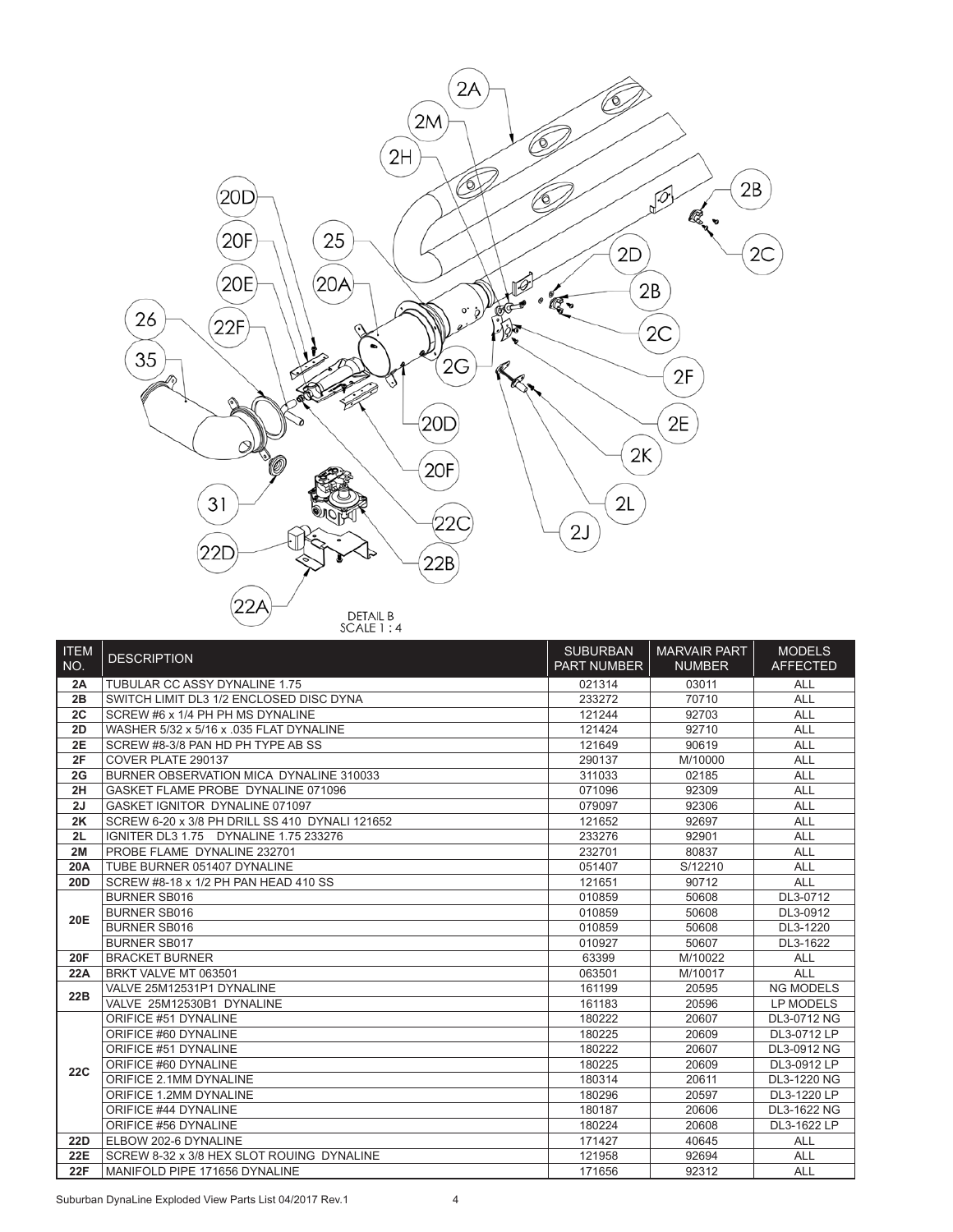DETAIL B
SCALE 1 : 4

| ITEM NO. | DESCRIPTION | SUBURBAN PART NUMBER | MARVAIR PART NUMBER | MODELS AFFECTED |
|---|---|---|---|---|
| 2A | TUBULAR CC ASSY DYNALINE 1.75 | 021314 | 03011 | ALL |
| 2B | SWITCH LIMIT DL3 1/2 ENCLOSED DISC DYNA | 233272 | 70710 | ALL |
| 2C | SCREW #6 x 1/4 PH PH MS DYNALINE | 121244 | 92703 | ALL |
| 2D | WASHER 5/32 x 5/16 x .035 FLAT DYNALINE | 121424 | 92710 | ALL |
| 2E | SCREW #8-3/8 PAN HD PH TYPE AB SS | 121649 | 90619 | ALL |
| 2F | COVER PLATE 290137 | 290137 | M/10000 | ALL |
| 2G | BURNER OBSERVATION MICA DYNALINE 310033 | 311033 | 02185 | ALL |
| 2H | GASKET FLAME PROBE DYNALINE 071096 | 071096 | 92309 | ALL |
| 2J | GASKET IGNITOR DYNALINE 071097 | 079097 | 92306 | ALL |
| 2K | SCREW 6-20 x 3/8 PH DRILL SS 410 DYNALI 121652 | 121652 | 92697 | ALL |
| 2L | IGNITER DL3 1.75 DYNALINE 1.75 233276 | 233276 | 92901 | ALL |
| 2M | PROBE FLAME DYNALINE 232701 | 232701 | 80837 | ALL |
| 20A | TUBE BURNER 051407 DYNALINE | 051407 | S/12210 | ALL |
| 20D | SCREW #8-18 x 1/2 PH PAN HEAD 410 SS | 121651 | 90712 | ALL |
| 20E | BURNER SB016 | 010859 | 50608 | DL3-0712 |
| | BURNER SB016 | 010859 | 50608 | DL3-0912 |
| | BURNER SB016 | 010859 | 50608 | DL3-1220 |
| | BURNER SB017 | 010927 | 50607 | DL3-1622 |
| 20F | BRACKET BURNER | 63399 | M/10022 | ALL |
| 22A | BRKT VALVE MT 063501 | 063501 | M/10017 | ALL |
| 22B | VALVE 25M12531P1 DYNALINE | 161199 | 20595 | NG MODELS |
| | VALVE 25M12530B1 DYNALINE | 161183 | 20596 | LP MODELS |
| 22C | ORIFICE #51 DYNALINE | 180222 | 20607 | DL3-0712 NG |
| | ORIFICE #60 DYNALINE | 180225 | 20609 | DL3-0712 LP |
| | ORIFICE #51 DYNALINE | 180222 | 20607 | DL3-0912 NG |
| | ORIFICE #60 DYNALINE | 180225 | 20609 | DL3-0912 LP |
| | ORIFICE 2.1MM DYNALINE | 180314 | 20611 | DL3-1220 NG |
| | ORIFICE 1.2MM DYNALINE | 180296 | 20597 | DL3-1220 LP |
| | ORIFICE #44 DYNALINE | 180187 | 20606 | DL3-1622 NG |
| | ORIFICE #56 DYNALINE | 180224 | 20608 | DL3-1622 LP |
| 22D | ELBOW 202-6 DYNALINE | 171427 | 40645 | ALL |
| 22E | SCREW 8-32 x 3/8 HEX SLOT ROUING DYNALINE | 121958 | 92694 | ALL |
| 22F | MANIFOLD PIPE 171656 DYNALINE | 171656 | 92312 | ALL |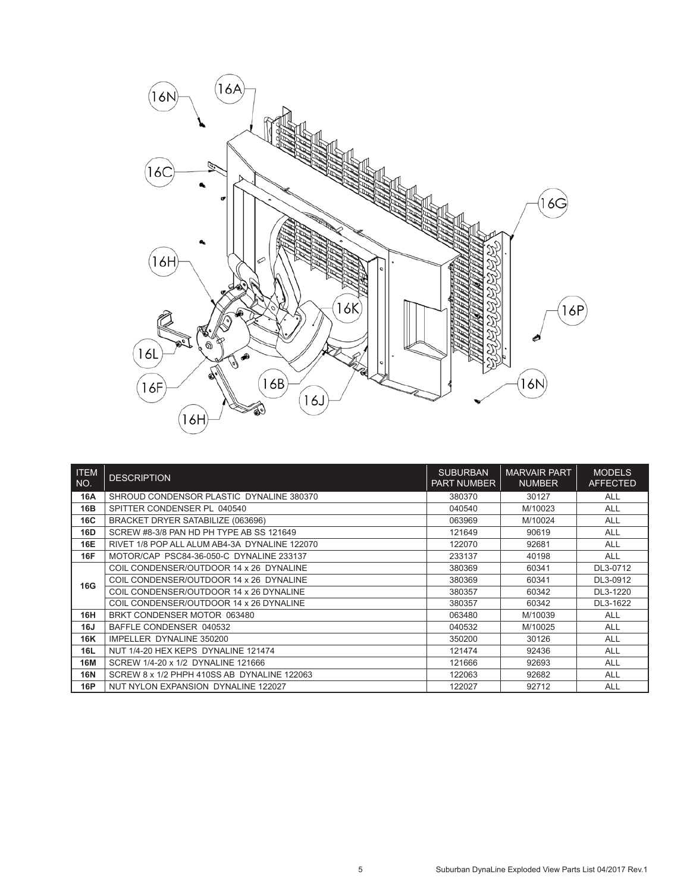16N
16A
16C
16G
16H
16K
16P
16L
16F
16B
16J
16N
16H

| ITEM NO. | DESCRIPTION | SUBURBAN PART NUMBER | MARVAIR PART NUMBER | MODELS AFFECTED |
|---|---|---|---|---|
| 16A | SHROUD CONDENSOR PLASTIC DYNALINE 380370 | 380370 | 30127 | ALL |
| 16B | SPITTER CONDENSER PL 040540 | 040540 | M/10023 | ALL |
| 16C | BRACKET DRYER SATABILIZE (063696) | 063969 | M/10024 | ALL |
| 16D | SCREW #8-3/8 PAN HD PH TYPE AB SS 121649 | 121649 | 90619 | ALL |
| 16E | RIVET 1/8 POP ALL ALUM AB4-3A DYNALINE 122070 | 122070 | 92681 | ALL |
| 16F | MOTOR/CAP PSC84-36-050-C DYNALINE 233137 | 233137 | 40198 | ALL |
| 16G | COIL CONDENSER/OUTDOOR 14 x 26 DYNALINE | 380369 | 60341 | DL3-0712 |
| | COIL CONDENSER/OUTDOOR 14 x 26 DYNALINE | 380369 | 60341 | DL3-0912 |
| | COIL CONDENSER/OUTDOOR 14 x 26 DYNALINE | 380357 | 60342 | DL3-1220 |
| | COIL CONDENSER/OUTDOOR 14 x 26 DYNALINE | 380357 | 60342 | DL3-1622 |
| 16H | BRKT CONDENSER MOTOR 063480 | 063480 | M/10039 | ALL |
| 16J | BAFFLE CONDENSER 040532 | 040532 | M/10025 | ALL |
| 16K | IMPELLER DYNALINE 350200 | 350200 | 30126 | ALL |
| 16L | NUT 1/4-20 HEX KEPS DYNALINE 121474 | 121474 | 92436 | ALL |
| 16M | SCREW 1/4-20 x 1/2 DYNALINE 121666 | 121666 | 92693 | ALL |
| 16N | SCREW 8 x 1/2 PHPH 410SS AB DYNALINE 122063 | 122063 | 92682 | ALL |
| 16P | NUT NYLON EXPANSION DYNALINE 122027 | 122027 | 92712 | ALL |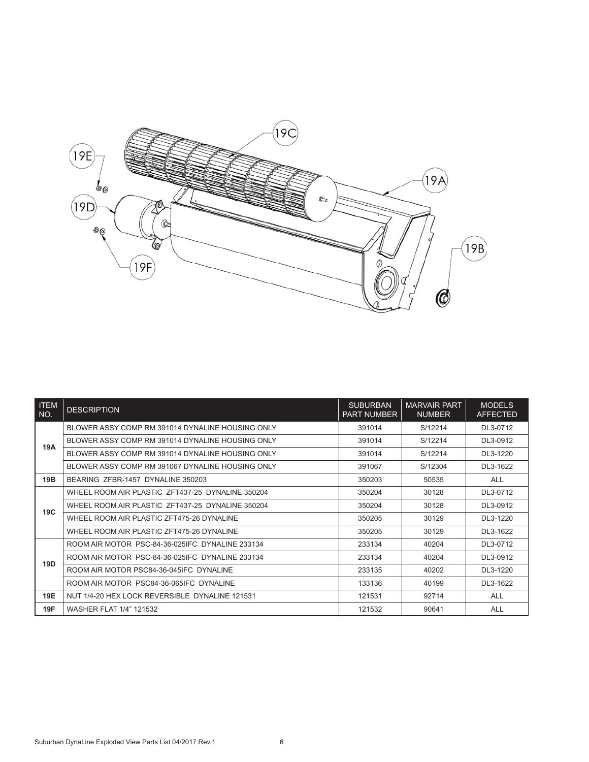19C
19E
19A
19D
19B
19F

| ITEM NO. | DESCRIPTION | SUBURBAN PART NUMBER | MARVAIR PART NUMBER | MODELS AFFECTED |
|---|---|---|---|---|
| 19A | BLOWER ASSY COMP RM 391014 DYNALINE HOUSING ONLY | 391014 | S/12214 | DL3-0712 |
| | BLOWER ASSY COMP RM 391014 DYNALINE HOUSING ONLY | 391014 | S/12214 | DL3-0912 |
| | BLOWER ASSY COMP RM 391014 DYNALINE HOUSING ONLY | 391014 | S/12214 | DL3-1220 |
| | BLOWER ASSY COMP RM 391067 DYNALINE HOUSING ONLY | 391067 | S/12304 | DL3-1622 |
| 19B | BEARING ZFBR-1457 DYNALINE 350203 | 350203 | 50535 | ALL |
| 19C | WHEEL ROOM AIR PLASTIC ZFT437-25 DYNALINE 350204 | 350204 | 30128 | DL3-0712 |
| | WHEEL ROOM AIR PLASTIC ZFT437-25 DYNALINE 350204 | 350204 | 30128 | DL3-0912 |
| | WHEEL ROOM AIR PLASTIC ZFT475-26 DYNALINE | 350205 | 30129 | DL3-1220 |
| | WHEEL ROOM AIR PLASTIC ZFT475-26 DYNALINE | 350205 | 30129 | DL3-1622 |
| 19D | ROOM AIR MOTOR PSC-84-36-025IFC DYNALINE 233134 | 233134 | 40204 | DL3-0712 |
| | ROOM AIR MOTOR PSC-84-36-025IFC DYNALINE 233134 | 233134 | 40204 | DL3-0912 |
| | ROOM AIR MOTOR PSC84-36-045IFC DYNALINE | 233135 | 40202 | DL3-1220 |
| | ROOM AIR MOTOR PSC84-36-065IFC DYNALINE | 133136 | 40199 | DL3-1622 |
| 19E | NUT 1/4-20 HEX LOCK REVERSIBLE DYNALINE 121531 | 121531 | 92714 | ALL |
| 19F | WASHER FLAT 1/4" 121532 | 121532 | 90641 | ALL |

Suburban DynaLine Exploded View Parts List 04/2017 Rev.1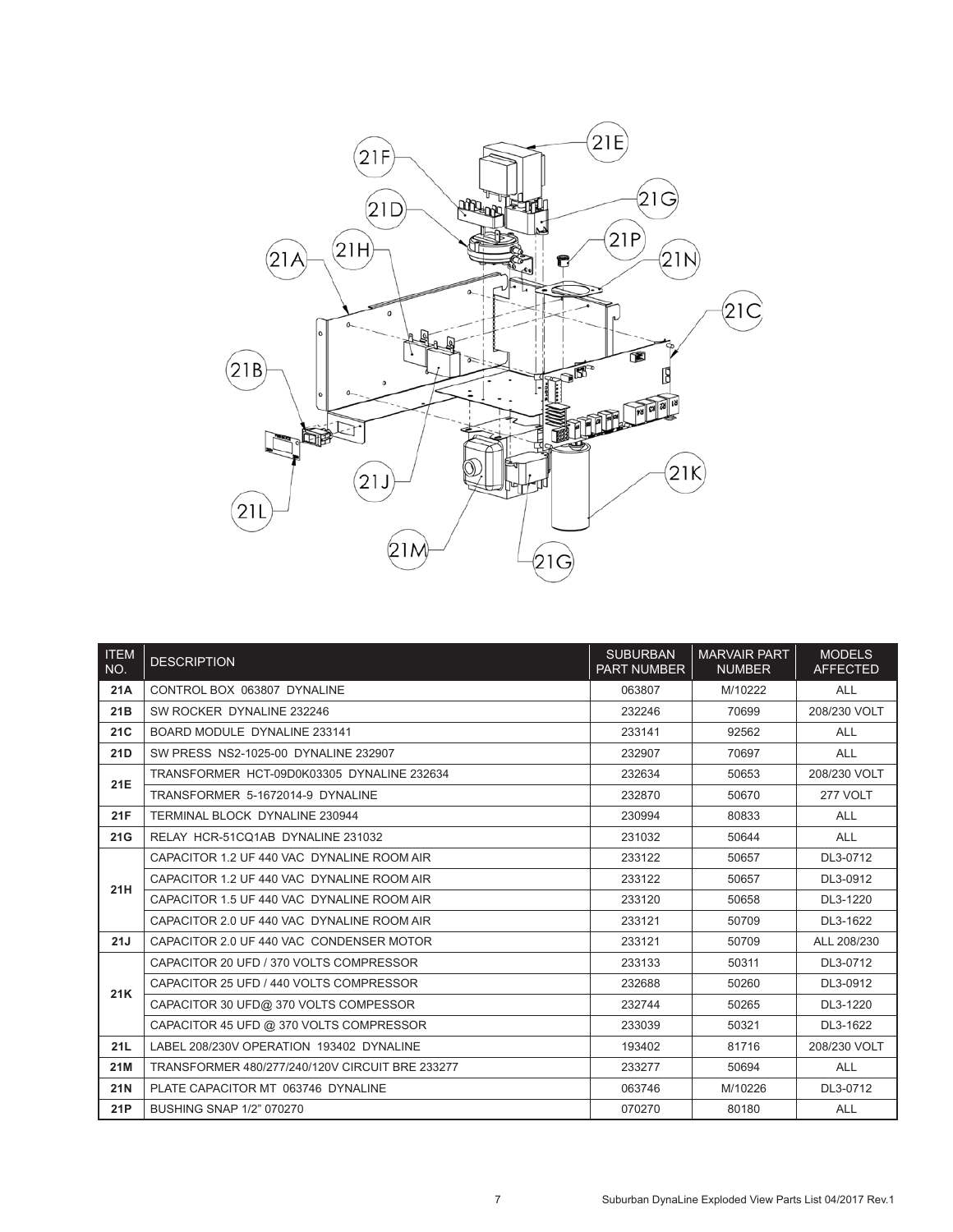21E
21F
21G
21D
21P
21A
21H
21N
21C
21B
21K
21J
21L
21M
21G

| ITEM NO. | DESCRIPTION | SUBURBAN PART NUMBER | MARVAIR PART NUMBER | MODELS AFFECTED |
|---|---|---|---|---|
| **21A** | CONTROL BOX 063807 DYNALINE | 063807 | M/10222 | ALL |
| **21B** | SW ROCKER DYNALINE 232246 | 232246 | 70699 | 208/230 VOLT |
| **21C** | BOARD MODULE DYNALINE 233141 | 233141 | 92562 | ALL |
| **21D** | SW PRESS NS2-1025-00 DYNALINE 232907 | 232907 | 70697 | ALL |
| **21E** | TRANSFORMER HCT-09D0K03305 DYNALINE 232634 | 232634 | 50653 | 208/230 VOLT |
| | TRANSFORMER 5-1672014-9 DYNALINE | 232870 | 50670 | 277 VOLT |
| **21F** | TERMINAL BLOCK DYNALINE 230944 | 230994 | 80833 | ALL |
| **21G** | RELAY HCR-51CQ1AB DYNALINE 231032 | 231032 | 50644 | ALL |
| **21H** | CAPACITOR 1.2 UF 440 VAC DYNALINE ROOM AIR | 233122 | 50657 | DL3-0712 |
| | CAPACITOR 1.2 UF 440 VAC DYNALINE ROOM AIR | 233122 | 50657 | DL3-0912 |
| | CAPACITOR 1.5 UF 440 VAC DYNALINE ROOM AIR | 233120 | 50658 | DL3-1220 |
| | CAPACITOR 2.0 UF 440 VAC DYNALINE ROOM AIR | 233121 | 50709 | DL3-1622 |
| **21J** | CAPACITOR 2.0 UF 440 VAC CONDENSER MOTOR | 233121 | 50709 | ALL 208/230 |
| **21K** | CAPACITOR 20 UFD / 370 VOLTS COMPRESSOR | 233133 | 50311 | DL3-0712 |
| | CAPACITOR 25 UFD / 440 VOLTS COMPRESSOR | 232688 | 50260 | DL3-0912 |
| | CAPACITOR 30 UFD@ 370 VOLTS COMPESSOR | 232744 | 50265 | DL3-1220 |
| | CAPACITOR 45 UFD @ 370 VOLTS COMPRESSOR | 233039 | 50321 | DL3-1622 |
| **21L** | LABEL 208/230V OPERATION 193402 DYNALINE | 193402 | 81716 | 208/230 VOLT |
| **21M** | TRANSFORMER 480/277/240/120V CIRCUIT BRE 233277 | 233277 | 50694 | ALL |
| **21N** | PLATE CAPACITOR MT 063746 DYNALINE | 063746 | M/10226 | DL3-0712 |
| **21P** | BUSHING SNAP 1/2" 070270 | 070270 | 80180 | ALL |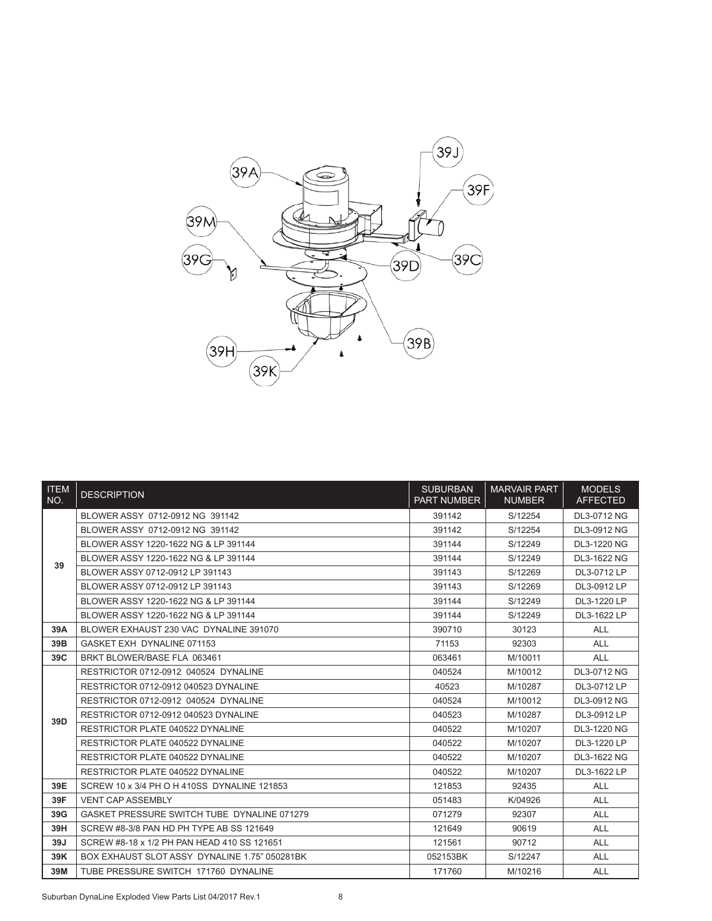39J

39A

39F

39M

39G

39D

39C

39B

39H

39K

| ITEM NO. | DESCRIPTION | SUBURBAN PART NUMBER | MARVAIR PART NUMBER | MODELS AFFECTED |
|---|---|---|---|---|
| 39 | BLOWER ASSY 0712-0912 NG 391142 | 391142 | S/12254 | DL3-0712 NG |
| | BLOWER ASSY 0712-0912 NG 391142 | 391142 | S/12254 | DL3-0912 NG |
| | BLOWER ASSY 1220-1622 NG & LP 391144 | 391144 | S/12249 | DL3-1220 NG |
| | BLOWER ASSY 1220-1622 NG & LP 391144 | 391144 | S/12249 | DL3-1622 NG |
| | BLOWER ASSY 0712-0912 LP 391143 | 391143 | S/12269 | DL3-0712 LP |
| | BLOWER ASSY 0712-0912 LP 391143 | 391143 | S/12269 | DL3-0912 LP |
| | BLOWER ASSY 1220-1622 NG & LP 391144 | 391144 | S/12249 | DL3-1220 LP |
| | BLOWER ASSY 1220-1622 NG & LP 391144 | 391144 | S/12249 | DL3-1622 LP |
| 39A | BLOWER EXHAUST 230 VAC DYNALINE 391070 | 390710 | 30123 | ALL |
| 39B | GASKET EXH DYNALINE 071153 | 71153 | 92303 | ALL |
| 39C | BRKT BLOWER/BASE FLA 063461 | 063461 | M/10011 | ALL |
| 39D | RESTRICTOR 0712-0912 040524 DYNALINE | 040524 | M/10012 | DL3-0712 NG |
| | RESTRICTOR 0712-0912 040523 DYNALINE | 40523 | M/10287 | DL3-0712 LP |
| | RESTRICTOR 0712-0912 040524 DYNALINE | 040524 | M/10012 | DL3-0912 NG |
| | RESTRICTOR 0712-0912 040523 DYNALINE | 040523 | M/10287 | DL3-0912 LP |
| | RESTRICTOR PLATE 040522 DYNALINE | 040522 | M/10207 | DL3-1220 NG |
| | RESTRICTOR PLATE 040522 DYNALINE | 040522 | M/10207 | DL3-1220 LP |
| | RESTRICTOR PLATE 040522 DYNALINE | 040522 | M/10207 | DL3-1622 NG |
| | RESTRICTOR PLATE 040522 DYNALINE | 040522 | M/10207 | DL3-1622 LP |
| 39E | SCREW 10 x 3/4 PH O H 410SS DYNALINE 121853 | 121853 | 92435 | ALL |
| 39F | VENT CAP ASSEMBLY | 051483 | K/04926 | ALL |
| 39G | GASKET PRESSURE SWITCH TUBE DYNALINE 071279 | 071279 | 92307 | ALL |
| 39H | SCREW #8-3/8 PAN HD PH TYPE AB SS 121649 | 121649 | 90619 | ALL |
| 39J | SCREW #8-18 x 1/2 PH PAN HEAD 410 SS 121651 | 121561 | 90712 | ALL |
| 39K | BOX EXHAUST SLOT ASSY DYNALINE 1.75" 050281BK | 052153BK | S/12247 | ALL |
| 39M | TUBE PRESSURE SWITCH 171760 DYNALINE | 171760 | M/10216 | ALL |

Suburban DynaLine Exploded View Parts List 04/2017 Rev.1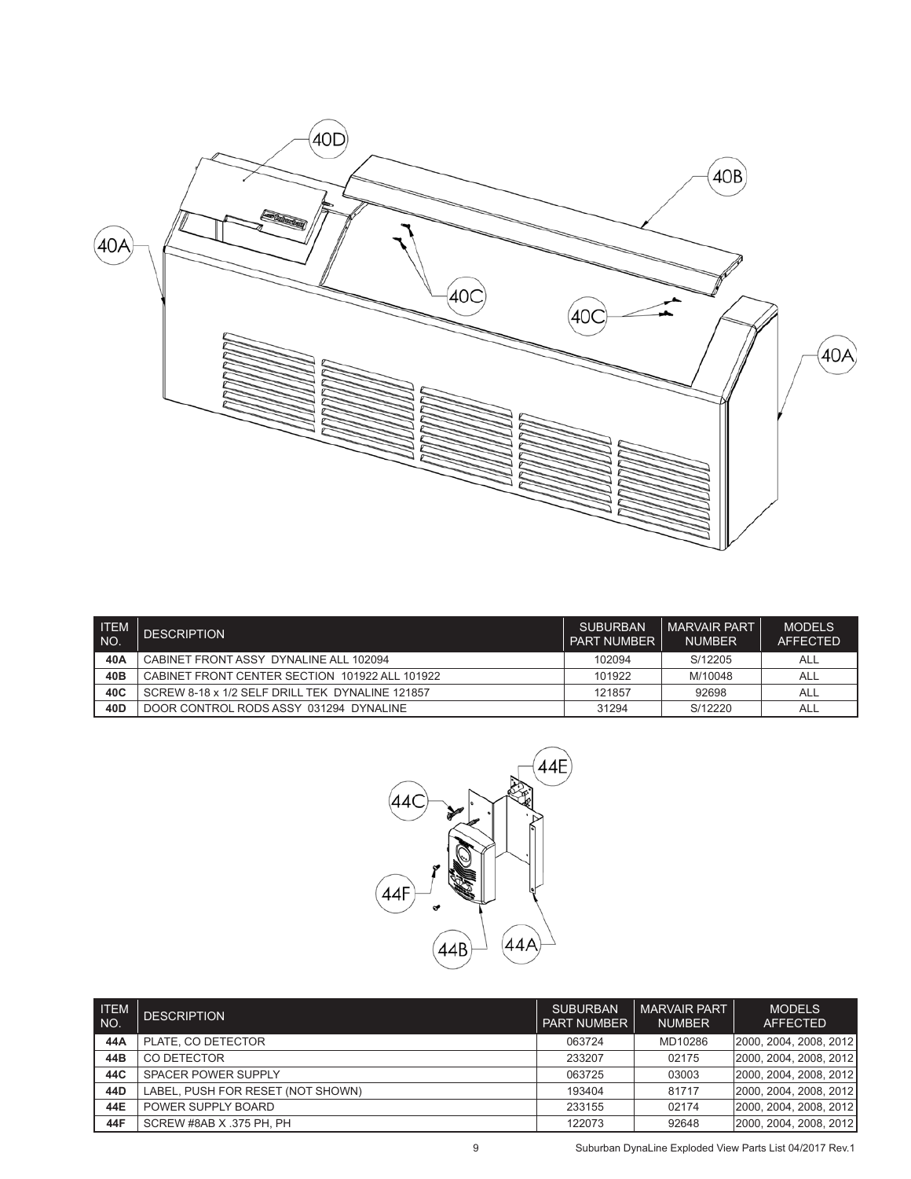40D

40B

40A

40C

40C

40A

| ITEM NO. | DESCRIPTION | SUBURBAN PART NUMBER | MARVAIR PART NUMBER | MODELS AFFECTED |
|---|---|---|---|---|
| 40A | CABINET FRONT ASSY DYNALINE ALL 102094 | 102094 | S/12205 | ALL |
| 40B | CABINET FRONT CENTER SECTION 101922 ALL 101922 | 101922 | M/10048 | ALL |
| 40C | SCREW 8-18 x 1/2 SELF DRILL TEK DYNALINE 121857 | 121857 | 92698 | ALL |
| 40D | DOOR CONTROL RODS ASSY 031294 DYNALINE | 31294 | S/12220 | ALL |

44E

44C

44F

44B

44A

| ITEM NO. | DESCRIPTION | SUBURBAN PART NUMBER | MARVAIR PART NUMBER | MODELS AFFECTED |
|---|---|---|---|---|
| 44A | PLATE, CO DETECTOR | 063724 | MD10286 | 2000, 2004, 2008, 2012 |
| 44B | CO DETECTOR | 233207 | 02175 | 2000, 2004, 2008, 2012 |
| 44C | SPACER POWER SUPPLY | 063725 | 03003 | 2000, 2004, 2008, 2012 |
| 44D | LABEL, PUSH FOR RESET (NOT SHOWN) | 193404 | 81717 | 2000, 2004, 2008, 2012 |
| 44E | POWER SUPPLY BOARD | 233155 | 02174 | 2000, 2004, 2008, 2012 |
| 44F | SCREW #8AB X .375 PH, PH | 122073 | 92648 | 2000, 2004, 2008, 2012 |